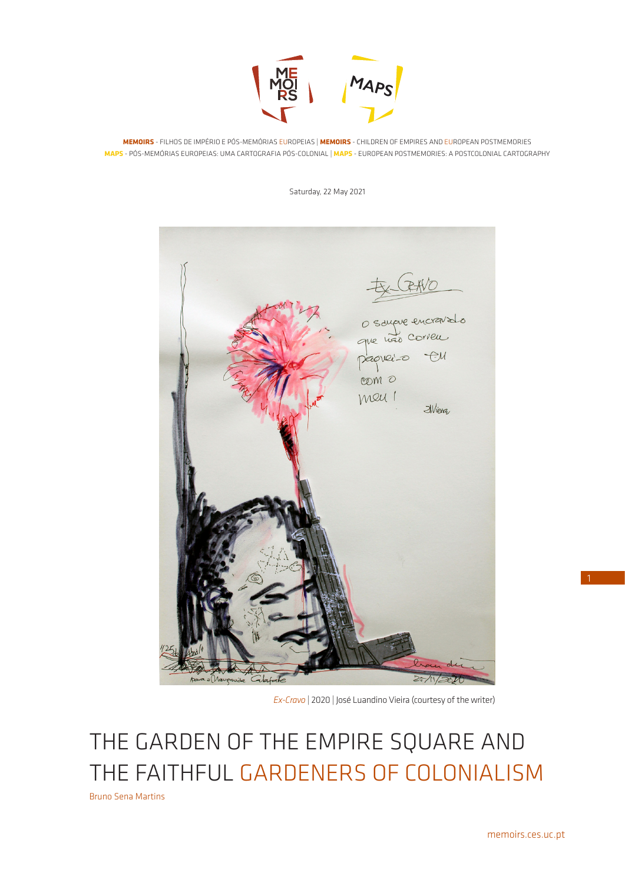**MEMOIRS** - FILHOS DE IMPÉRIO E PÓS-MEMÓRIAS EUROPEIAS | **MEMOIRS** - CHILDREN OF EMPIRES AND EUROPEAN POSTMEMORIES
**MAPS** - PÓS-MEMÓRIAS EUROPEIAS: UMA CARTOGRAFIA PÓS-COLONIAL | **MAPS** - EUROPEAN POSTMEMORIES: A POSTCOLONIAL CARTOGRAPHY

Saturday, 22 May 2021

*Ex-Cravo* | 2020 | José Luandino Vieira (courtesy of the writer)

# THE GARDEN OF THE EMPIRE SQUARE AND THE FAITHFUL GARDENERS OF COLONIALISM

Bruno Sena Martins

memoirs.ces.uc.pt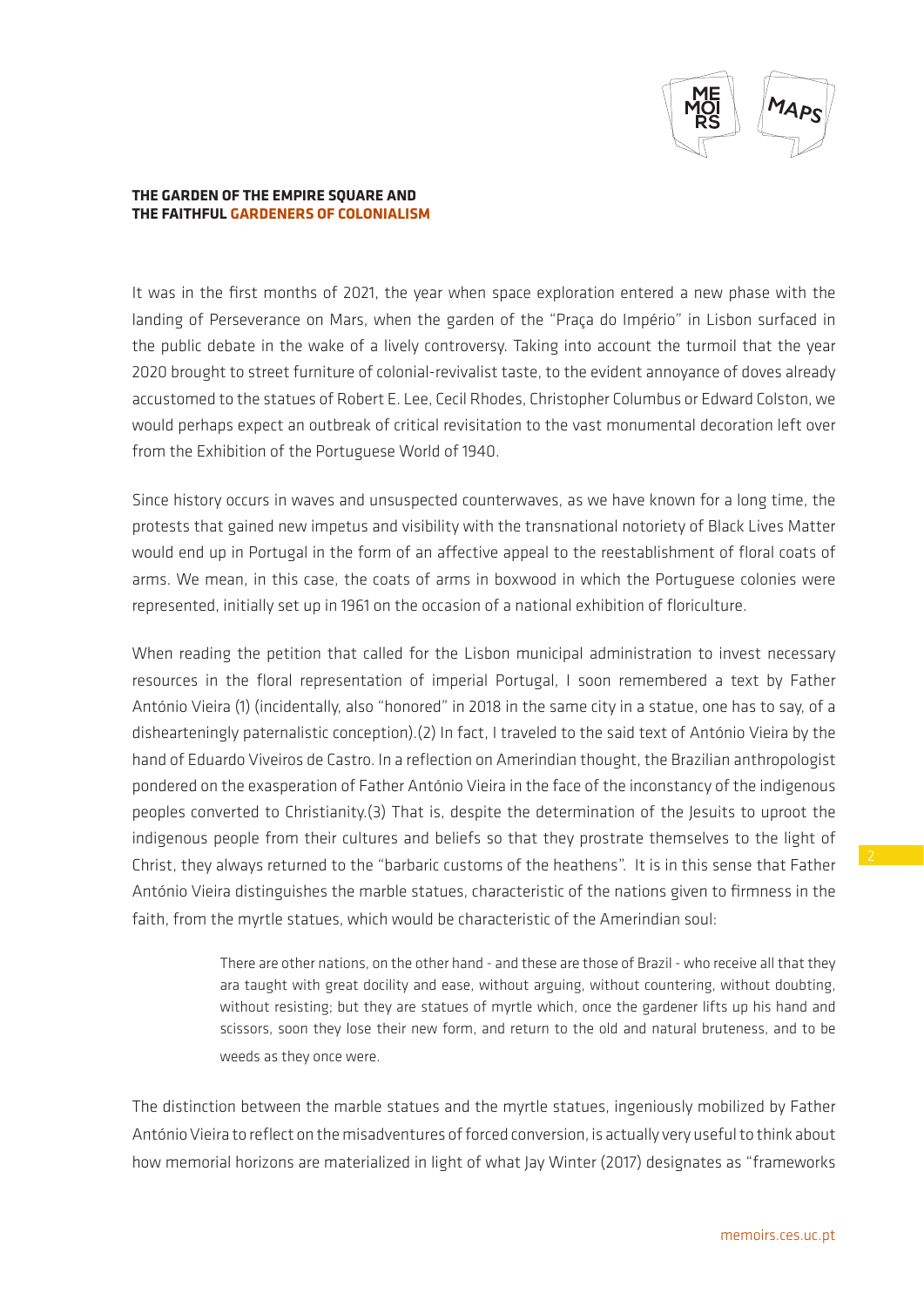**THE GARDEN OF THE EMPIRE SQUARE AND THE FAITHFUL GARDENERS OF COLONIALISM**

It was in the first months of 2021, the year when space exploration entered a new phase with the landing of Perseverance on Mars, when the garden of the "Praça do Império" in Lisbon surfaced in the public debate in the wake of a lively controversy. Taking into account the turmoil that the year 2020 brought to street furniture of colonial-revivalist taste, to the evident annoyance of doves already accustomed to the statues of Robert E. Lee, Cecil Rhodes, Christopher Columbus or Edward Colston, we would perhaps expect an outbreak of critical revisitation to the vast monumental decoration left over from the Exhibition of the Portuguese World of 1940.

Since history occurs in waves and unsuspected counterwaves, as we have known for a long time, the protests that gained new impetus and visibility with the transnational notoriety of Black Lives Matter would end up in Portugal in the form of an affective appeal to the reestablishment of floral coats of arms. We mean, in this case, the coats of arms in boxwood in which the Portuguese colonies were represented, initially set up in 1961 on the occasion of a national exhibition of floriculture.

When reading the petition that called for the Lisbon municipal administration to invest necessary resources in the floral representation of imperial Portugal, I soon remembered a text by Father António Vieira (1) (incidentally, also "honored" in 2018 in the same city in a statue, one has to say, of a dishearteningly paternalistic conception).(2) In fact, I traveled to the said text of António Vieira by the hand of Eduardo Viveiros de Castro. In a reflection on Amerindian thought, the Brazilian anthropologist pondered on the exasperation of Father António Vieira in the face of the inconstancy of the indigenous peoples converted to Christianity.(3) That is, despite the determination of the Jesuits to uproot the indigenous people from their cultures and beliefs so that they prostrate themselves to the light of Christ, they always returned to the "barbaric customs of the heathens". It is in this sense that Father António Vieira distinguishes the marble statues, characteristic of the nations given to firmness in the faith, from the myrtle statues, which would be characteristic of the Amerindian soul:

> There are other nations, on the other hand - and these are those of Brazil - who receive all that they ara taught with great docility and ease, without arguing, without countering, without doubting, without resisting; but they are statues of myrtle which, once the gardener lifts up his hand and scissors, soon they lose their new form, and return to the old and natural bruteness, and to be weeds as they once were.

The distinction between the marble statues and the myrtle statues, ingeniously mobilized by Father António Vieira to reflect on the misadventures of forced conversion, is actually very useful to think about how memorial horizons are materialized in light of what Jay Winter (2017) designates as "frameworks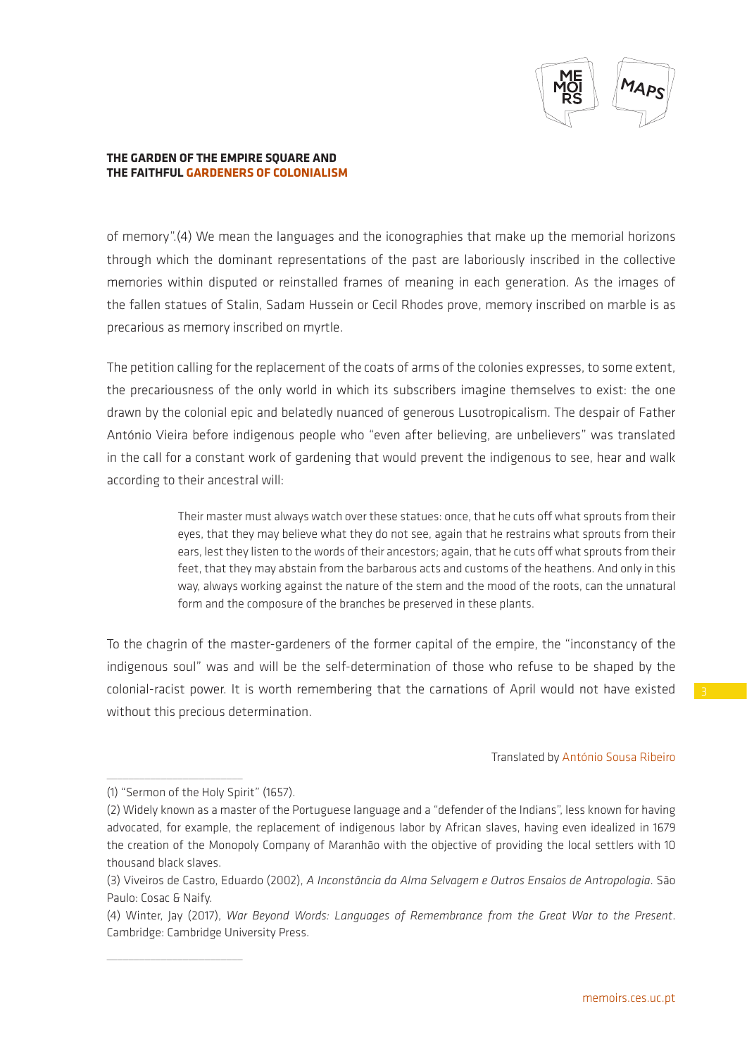of memory".(4) We mean the languages and the iconographies that make up the memorial horizons through which the dominant representations of the past are laboriously inscribed in the collective memories within disputed or reinstalled frames of meaning in each generation. As the images of the fallen statues of Stalin, Sadam Hussein or Cecil Rhodes prove, memory inscribed on marble is as precarious as memory inscribed on myrtle.

The petition calling for the replacement of the coats of arms of the colonies expresses, to some extent, the precariousness of the only world in which its subscribers imagine themselves to exist: the one drawn by the colonial epic and belatedly nuanced of generous Lusotropicalism. The despair of Father António Vieira before indigenous people who "even after believing, are unbelievers" was translated in the call for a constant work of gardening that would prevent the indigenous to see, hear and walk according to their ancestral will:

> Their master must always watch over these statues: once, that he cuts off what sprouts from their eyes, that they may believe what they do not see, again that he restrains what sprouts from their ears, lest they listen to the words of their ancestors; again, that he cuts off what sprouts from their feet, that they may abstain from the barbarous acts and customs of the heathens. And only in this way, always working against the nature of the stem and the mood of the roots, can the unnatural form and the composure of the branches be preserved in these plants.

To the chagrin of the master-gardeners of the former capital of the empire, the "inconstancy of the indigenous soul" was and will be the self-determination of those who refuse to be shaped by the colonial-racist power. It is worth remembering that the carnations of April would not have existed without this precious determination.

Translated by António Sousa Ribeiro

---

(1) "Sermon of the Holy Spirit" (1657).

(2) Widely known as a master of the Portuguese language and a "defender of the Indians", less known for having advocated, for example, the replacement of indigenous labor by African slaves, having even idealized in 1679 the creation of the Monopoly Company of Maranhão with the objective of providing the local settlers with 10 thousand black slaves.

(3) Viveiros de Castro, Eduardo (2002), *A Inconstância da Alma Selvagem e Outros Ensaios de Antropologia*. São Paulo: Cosac & Naify.

(4) Winter, Jay (2017), *War Beyond Words: Languages of Remembrance from the Great War to the Present*. Cambridge: Cambridge University Press.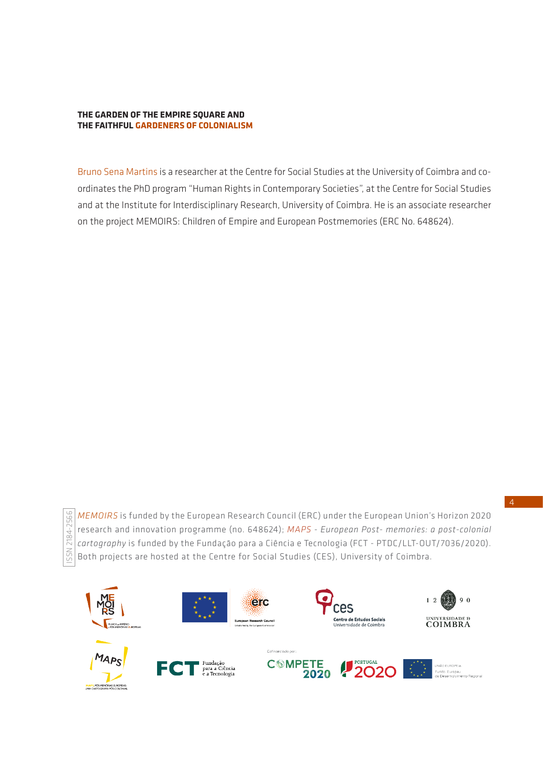**THE GARDEN OF THE EMPIRE SQUARE AND THE FAITHFUL GARDENERS OF COLONIALISM**

Bruno Sena Martins is a researcher at the Centre for Social Studies at the University of Coimbra and co-ordinates the PhD program "Human Rights in Contemporary Societies", at the Centre for Social Studies and at the Institute for Interdisciplinary Research, University of Coimbra. He is an associate researcher on the project MEMOIRS: Children of Empire and European Postmemories (ERC No. 648624).

ISSN 2184-2566

*MEMOIRS* is funded by the European Research Council (ERC) under the European Union's Horizon 2020 research and innovation programme (no. 648624); *MAPS - European Post- memories: a post-colonial cartography* is funded by the Fundação para a Ciência e Tecnologia (FCT - PTDC/LLT-OUT/7036/2020). Both projects are hosted at the Centre for Social Studies (CES), University of Coimbra.